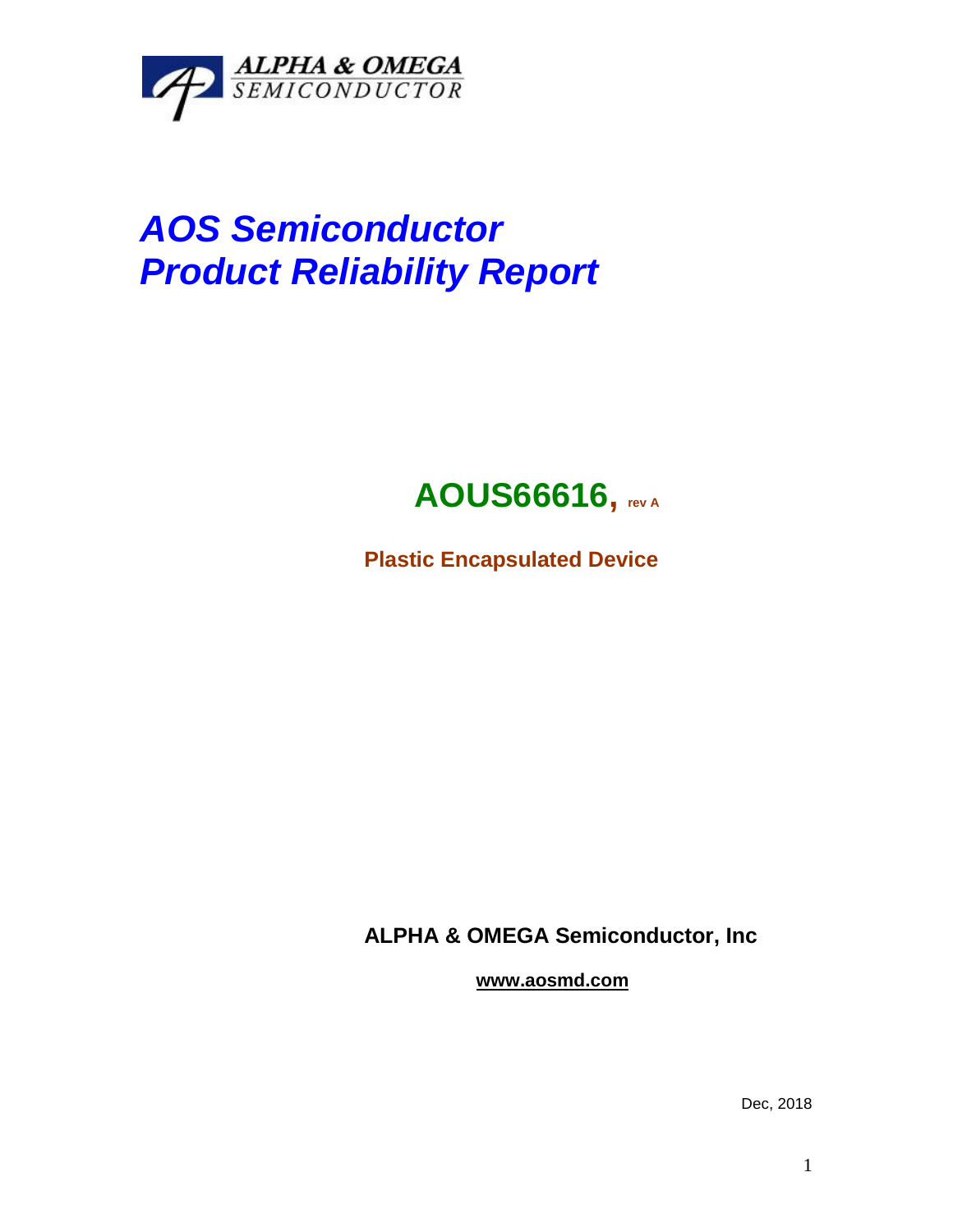ALPHA & OMEGA
SEMICONDUCTOR

# *AOS Semiconductor*
# *Product Reliability Report*

## AOUS66616, rev A

**Plastic Encapsulated Device**

**ALPHA & OMEGA Semiconductor, Inc**

**www.aosmd.com**

Dec, 2018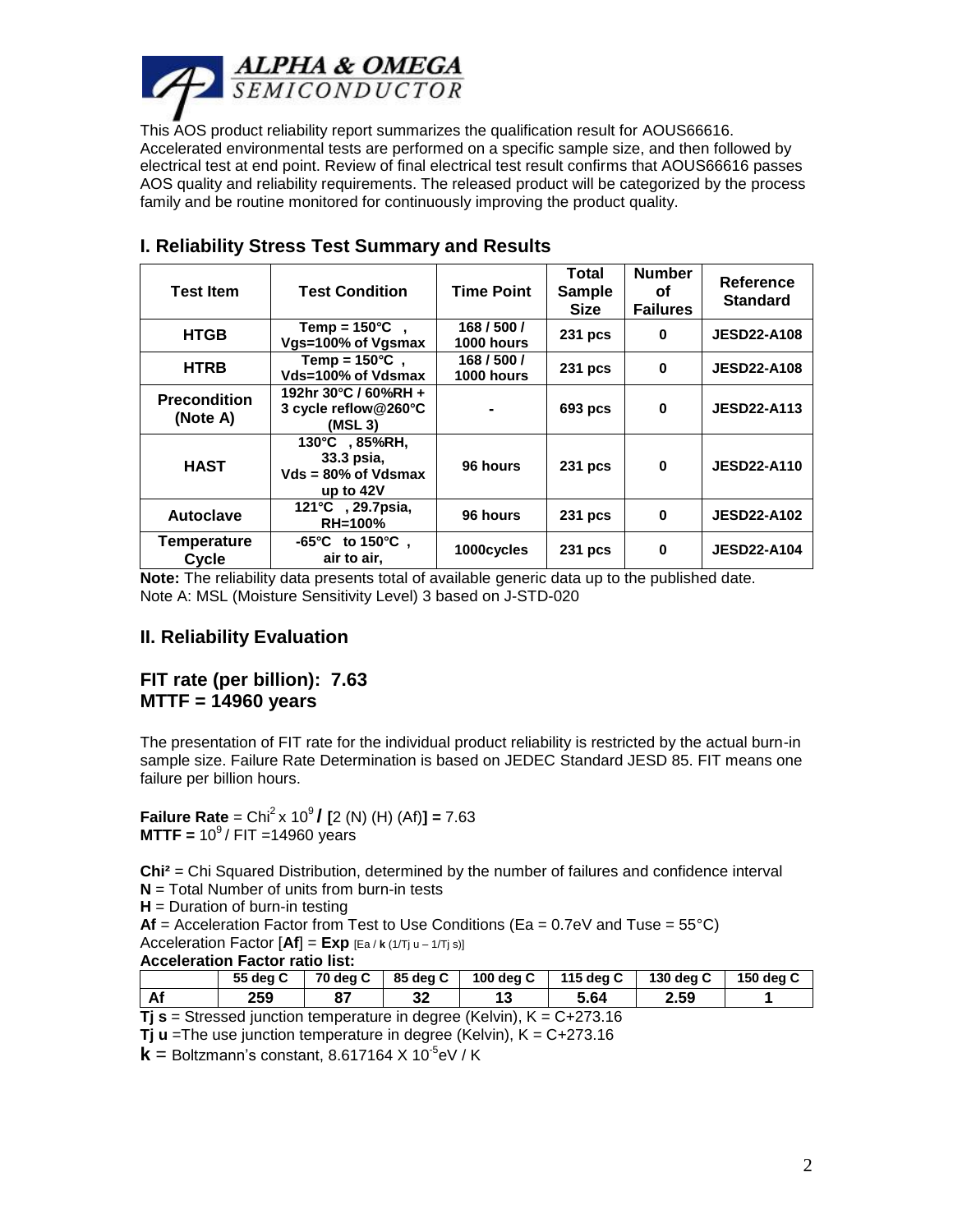ALPHA & OMEGA SEMICONDUCTOR

This AOS product reliability report summarizes the qualification result for AOUS66616. Accelerated environmental tests are performed on a specific sample size, and then followed by electrical test at end point. Review of final electrical test result confirms that AOUS66616 passes AOS quality and reliability requirements. The released product will be categorized by the process family and be routine monitored for continuously improving the product quality.

## I. Reliability Stress Test Summary and Results

| Test Item | Test Condition | Time Point | Total Sample Size | Number of Failures | Reference Standard |
|---|---|---|---|---|---|
| **HTGB** | **Temp = 150°C , Vgs=100% of Vgsmax** | **168 / 500 / 1000 hours** | **231 pcs** | **0** | **JESD22-A108** |
| **HTRB** | **Temp = 150°C , Vds=100% of Vdsmax** | **168 / 500 / 1000 hours** | **231 pcs** | **0** | **JESD22-A108** |
| **Precondition (Note A)** | **192hr 30°C / 60%RH + 3 cycle reflow@260°C (MSL 3)** | **-** | **693 pcs** | **0** | **JESD22-A113** |
| **HAST** | **130°C , 85%RH, 33.3 psia, Vds = 80% of Vdsmax up to 42V** | **96 hours** | **231 pcs** | **0** | **JESD22-A110** |
| **Autoclave** | **121°C , 29.7psia, RH=100%** | **96 hours** | **231 pcs** | **0** | **JESD22-A102** |
| **Temperature Cycle** | **-65°C to 150°C , air to air,** | **1000cycles** | **231 pcs** | **0** | **JESD22-A104** |

**Note:** The reliability data presents total of available generic data up to the published date.
Note A: MSL (Moisture Sensitivity Level) 3 based on J-STD-020

## II. Reliability Evaluation

### FIT rate (per billion): 7.63
### MTTF = 14960 years

The presentation of FIT rate for the individual product reliability is restricted by the actual burn-in sample size. Failure Rate Determination is based on JEDEC Standard JESD 85. FIT means one failure per billion hours.

**Failure Rate** = $Chi^2 \times 10^9$ **/ [**2 (N) (H) (Af)**] =** 7.63
**MTTF =** $10^9$ / FIT =14960 years

**Chi²** = Chi Squared Distribution, determined by the number of failures and confidence interval
**N** = Total Number of units from burn-in tests
**H** = Duration of burn-in testing
**Af** = Acceleration Factor from Test to Use Conditions (Ea = 0.7eV and Tuse = 55°C)
Acceleration Factor [**Af**] = **Exp** [Ea / **k** (1/Tj u – 1/Tj s)]

**Acceleration Factor ratio list:**

| | 55 deg C | 70 deg C | 85 deg C | 100 deg C | 115 deg C | 130 deg C | 150 deg C |
|---|---|---|---|---|---|---|---|
| **Af** | **259** | **87** | **32** | **13** | **5.64** | **2.59** | **1** |

**Tj s** = Stressed junction temperature in degree (Kelvin), K = C+273.16
**Tj u** =The use junction temperature in degree (Kelvin), K = C+273.16
**k** = Boltzmann's constant, 8.617164 X $10^{-5}$eV / K